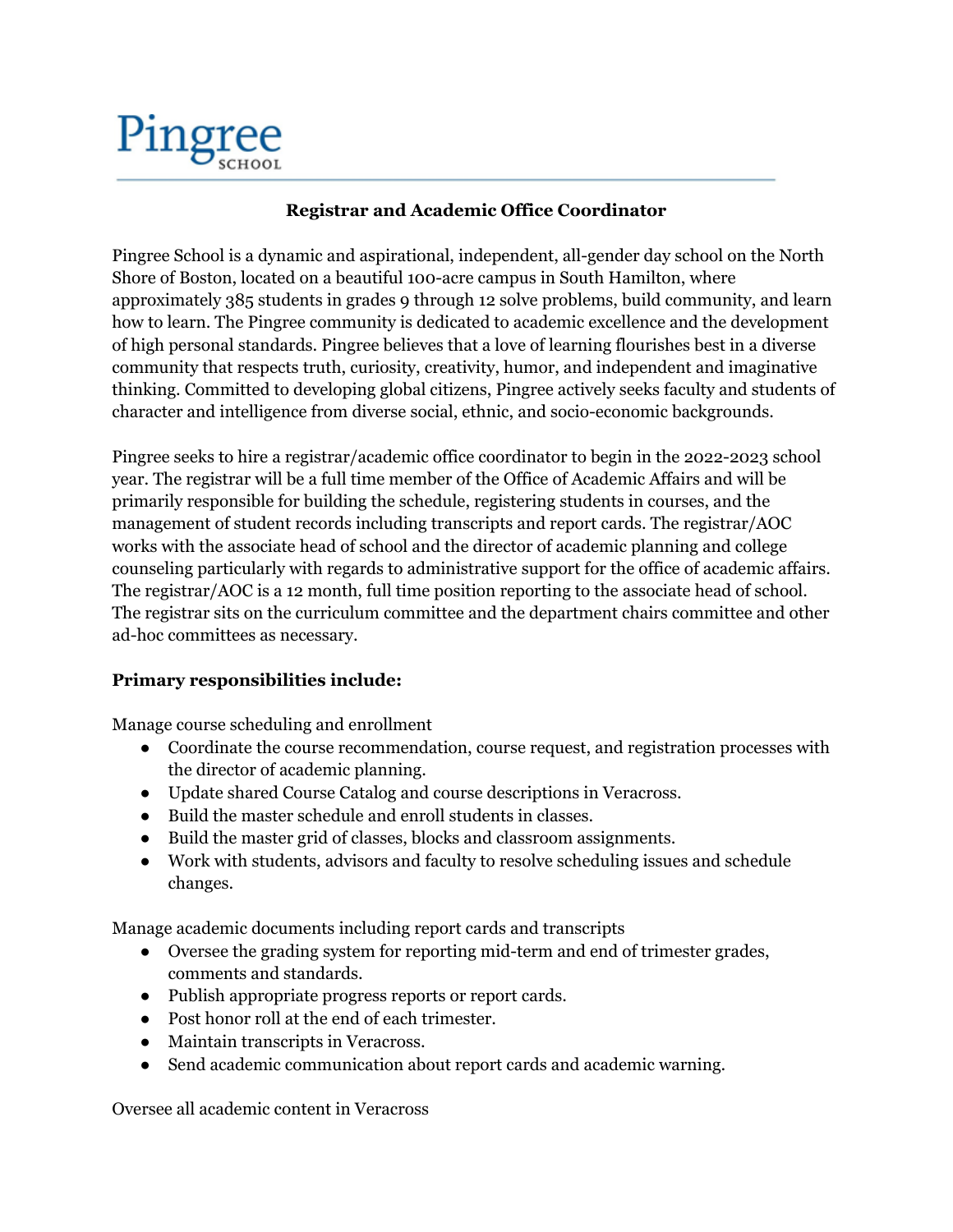Pingree SCHOOL

**Registrar and Academic Office Coordinator**

Pingree School is a dynamic and aspirational, independent, all-gender day school on the North Shore of Boston, located on a beautiful 100-acre campus in South Hamilton, where approximately 385 students in grades 9 through 12 solve problems, build community, and learn how to learn. The Pingree community is dedicated to academic excellence and the development of high personal standards. Pingree believes that a love of learning flourishes best in a diverse community that respects truth, curiosity, creativity, humor, and independent and imaginative thinking. Committed to developing global citizens, Pingree actively seeks faculty and students of character and intelligence from diverse social, ethnic, and socio-economic backgrounds.

Pingree seeks to hire a registrar/academic office coordinator to begin in the 2022-2023 school year. The registrar will be a full time member of the Office of Academic Affairs and will be primarily responsible for building the schedule, registering students in courses, and the management of student records including transcripts and report cards. The registrar/AOC works with the associate head of school and the director of academic planning and college counseling particularly with regards to administrative support for the office of academic affairs. The registrar/AOC is a 12 month, full time position reporting to the associate head of school. The registrar sits on the curriculum committee and the department chairs committee and other ad-hoc committees as necessary.

**Primary responsibilities include:**

Manage course scheduling and enrollment

- Coordinate the course recommendation, course request, and registration processes with the director of academic planning.
- Update shared Course Catalog and course descriptions in Veracross.
- Build the master schedule and enroll students in classes.
- Build the master grid of classes, blocks and classroom assignments.
- Work with students, advisors and faculty to resolve scheduling issues and schedule changes.

Manage academic documents including report cards and transcripts

- Oversee the grading system for reporting mid-term and end of trimester grades, comments and standards.
- Publish appropriate progress reports or report cards.
- Post honor roll at the end of each trimester.
- Maintain transcripts in Veracross.
- Send academic communication about report cards and academic warning.

Oversee all academic content in Veracross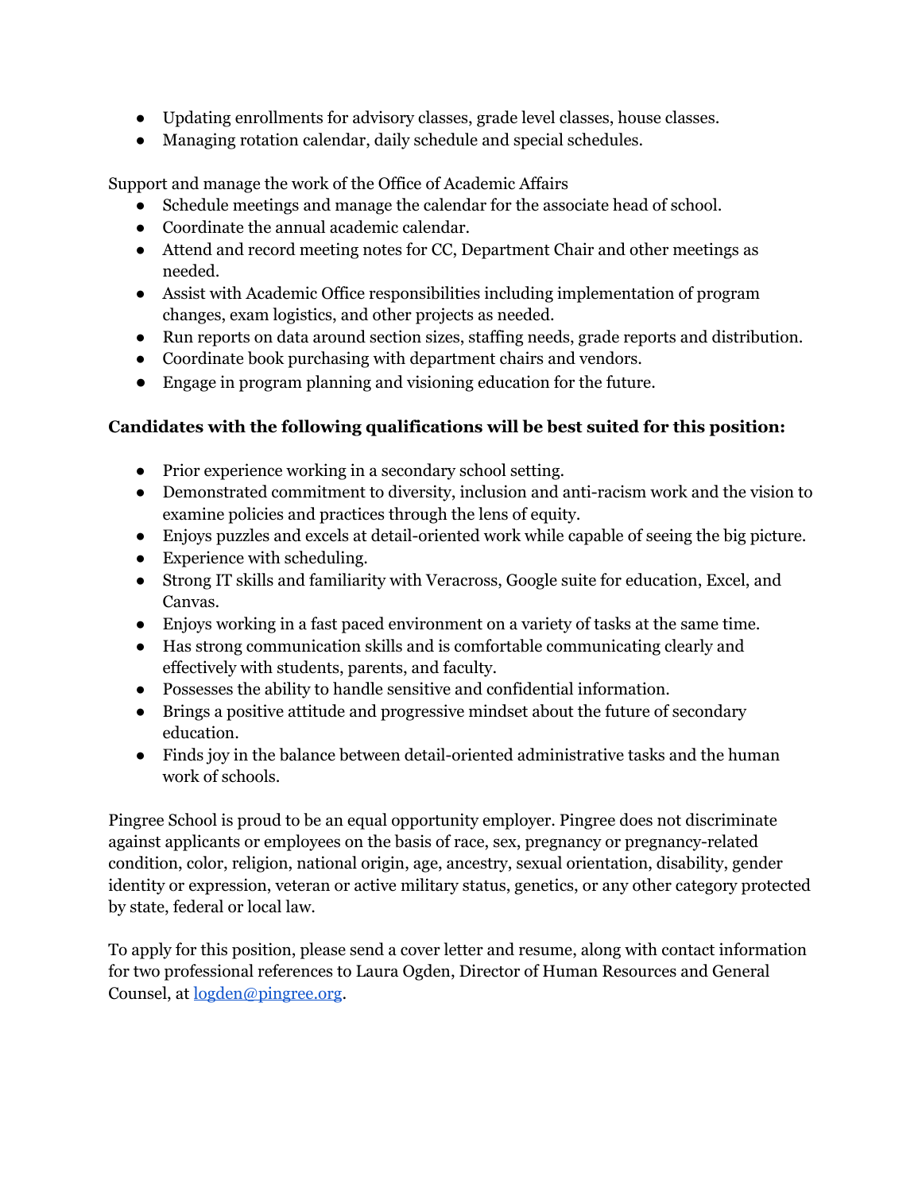- Updating enrollments for advisory classes, grade level classes, house classes.
- Managing rotation calendar, daily schedule and special schedules.

Support and manage the work of the Office of Academic Affairs

- Schedule meetings and manage the calendar for the associate head of school.
- Coordinate the annual academic calendar.
- Attend and record meeting notes for CC, Department Chair and other meetings as needed.
- Assist with Academic Office responsibilities including implementation of program changes, exam logistics, and other projects as needed.
- Run reports on data around section sizes, staffing needs, grade reports and distribution.
- Coordinate book purchasing with department chairs and vendors.
- Engage in program planning and visioning education for the future.

**Candidates with the following qualifications will be best suited for this position:**

- Prior experience working in a secondary school setting.
- Demonstrated commitment to diversity, inclusion and anti-racism work and the vision to examine policies and practices through the lens of equity.
- Enjoys puzzles and excels at detail-oriented work while capable of seeing the big picture.
- Experience with scheduling.
- Strong IT skills and familiarity with Veracross, Google suite for education, Excel, and Canvas.
- Enjoys working in a fast paced environment on a variety of tasks at the same time.
- Has strong communication skills and is comfortable communicating clearly and effectively with students, parents, and faculty.
- Possesses the ability to handle sensitive and confidential information.
- Brings a positive attitude and progressive mindset about the future of secondary education.
- Finds joy in the balance between detail-oriented administrative tasks and the human work of schools.

Pingree School is proud to be an equal opportunity employer. Pingree does not discriminate against applicants or employees on the basis of race, sex, pregnancy or pregnancy-related condition, color, religion, national origin, age, ancestry, sexual orientation, disability, gender identity or expression, veteran or active military status, genetics, or any other category protected by state, federal or local law.

To apply for this position, please send a cover letter and resume, along with contact information for two professional references to Laura Ogden, Director of Human Resources and General Counsel, at logden@pingree.org.